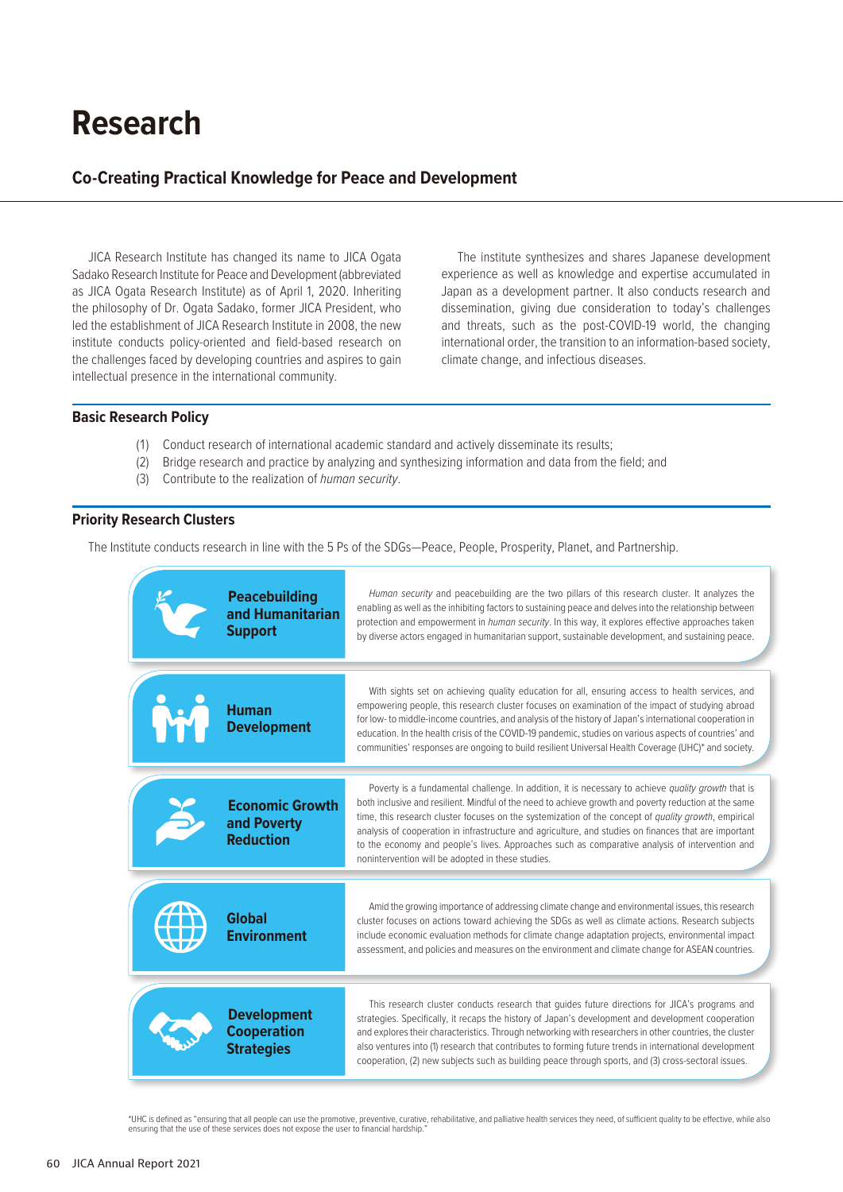# Research

## Co-Creating Practical Knowledge for Peace and Development

JICA Research Institute has changed its name to JICA Ogata Sadako Research Institute for Peace and Development (abbreviated as JICA Ogata Research Institute) as of April 1, 2020. Inheriting the philosophy of Dr. Ogata Sadako, former JICA President, who led the establishment of JICA Research Institute in 2008, the new institute conducts policy-oriented and field-based research on the challenges faced by developing countries and aspires to gain intellectual presence in the international community.

The institute synthesizes and shares Japanese development experience as well as knowledge and expertise accumulated in Japan as a development partner. It also conducts research and dissemination, giving due consideration to today's challenges and threats, such as the post-COVID-19 world, the changing international order, the transition to an information-based society, climate change, and infectious diseases.

### Basic Research Policy

(1) Conduct research of international academic standard and actively disseminate its results;
(2) Bridge research and practice by analyzing and synthesizing information and data from the field; and
(3) Contribute to the realization of *human security*.

### Priority Research Clusters

The Institute conducts research in line with the 5 Ps of the SDGs—Peace, People, Prosperity, Planet, and Partnership.

**Peacebuilding and Humanitarian Support**

*Human security* and peacebuilding are the two pillars of this research cluster. It analyzes the enabling as well as the inhibiting factors to sustaining peace and delves into the relationship between protection and empowerment in *human security*. In this way, it explores effective approaches taken by diverse actors engaged in humanitarian support, sustainable development, and sustaining peace.

**Human Development**

With sights set on achieving quality education for all, ensuring access to health services, and empowering people, this research cluster focuses on examination of the impact of studying abroad for low- to middle-income countries, and analysis of the history of Japan's international cooperation in education. In the health crisis of the COVID-19 pandemic, studies on various aspects of countries' and communities' responses are ongoing to build resilient Universal Health Coverage (UHC)* and society.

**Economic Growth and Poverty Reduction**

Poverty is a fundamental challenge. In addition, it is necessary to achieve *quality growth* that is both inclusive and resilient. Mindful of the need to achieve growth and poverty reduction at the same time, this research cluster focuses on the systemization of the concept of *quality growth*, empirical analysis of cooperation in infrastructure and agriculture, and studies on finances that are important to the economy and people's lives. Approaches such as comparative analysis of intervention and nonintervention will be adopted in these studies.

**Global Environment**

Amid the growing importance of addressing climate change and environmental issues, this research cluster focuses on actions toward achieving the SDGs as well as climate actions. Research subjects include economic evaluation methods for climate change adaptation projects, environmental impact assessment, and policies and measures on the environment and climate change for ASEAN countries.

**Development Cooperation Strategies**

This research cluster conducts research that guides future directions for JICA's programs and strategies. Specifically, it recaps the history of Japan's development and development cooperation and explores their characteristics. Through networking with researchers in other countries, the cluster also ventures into (1) research that contributes to forming future trends in international development cooperation, (2) new subjects such as building peace through sports, and (3) cross-sectoral issues.

*UHC is defined as "ensuring that all people can use the promotive, preventive, curative, rehabilitative, and palliative health services they need, of sufficient quality to be effective, while also ensuring that the use of these services does not expose the user to financial hardship."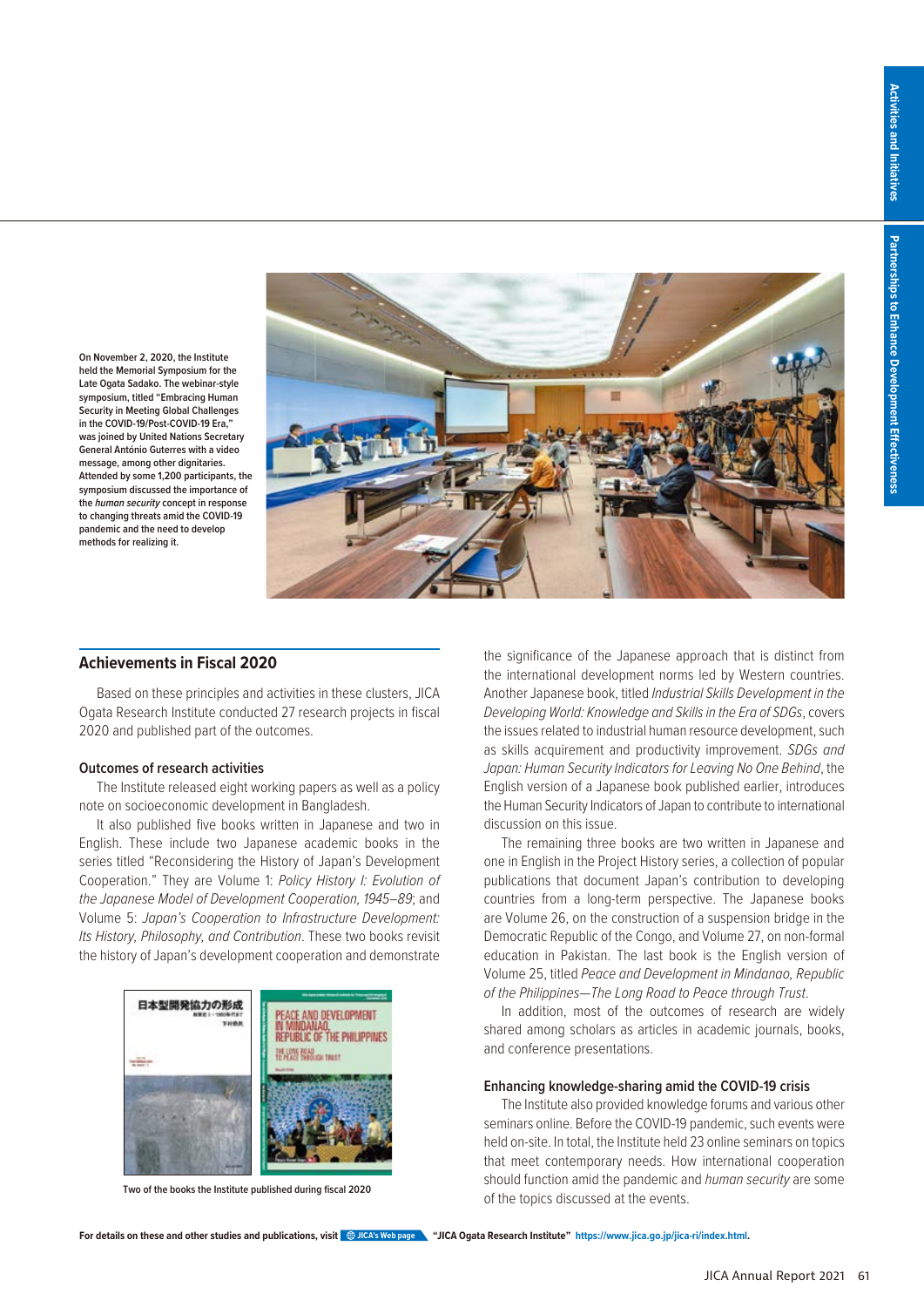On November 2, 2020, the Institute held the Memorial Symposium for the Late Ogata Sadako. The webinar-style symposium, titled "Embracing Human Security in Meeting Global Challenges in the COVID-19/Post-COVID-19 Era," was joined by United Nations Secretary General António Guterres with a video message, among other dignitaries. Attended by some 1,200 participants, the symposium discussed the importance of the *human security* concept in response to changing threats amid the COVID-19 pandemic and the need to develop methods for realizing it.

## Achievements in Fiscal 2020

Based on these principles and activities in these clusters, JICA Ogata Research Institute conducted 27 research projects in fiscal 2020 and published part of the outcomes.

### Outcomes of research activities

The Institute released eight working papers as well as a policy note on socioeconomic development in Bangladesh.

It also published five books written in Japanese and two in English. These include two Japanese academic books in the series titled "Reconsidering the History of Japan's Development Cooperation." They are Volume 1: *Policy History I: Evolution of the Japanese Model of Development Cooperation, 1945–89*; and Volume 5: *Japan's Cooperation to Infrastructure Development: Its History, Philosophy, and Contribution*. These two books revisit the history of Japan's development cooperation and demonstrate the significance of the Japanese approach that is distinct from the international development norms led by Western countries. Another Japanese book, titled *Industrial Skills Development in the Developing World: Knowledge and Skills in the Era of SDGs*, covers the issues related to industrial human resource development, such as skills acquirement and productivity improvement. *SDGs and Japan: Human Security Indicators for Leaving No One Behind*, the English version of a Japanese book published earlier, introduces the Human Security Indicators of Japan to contribute to international discussion on this issue.

The remaining three books are two written in Japanese and one in English in the Project History series, a collection of popular publications that document Japan's contribution to developing countries from a long-term perspective. The Japanese books are Volume 26, on the construction of a suspension bridge in the Democratic Republic of the Congo, and Volume 27, on non-formal education in Pakistan. The last book is the English version of Volume 25, titled *Peace and Development in Mindanao, Republic of the Philippines—The Long Road to Peace through Trust*.

In addition, most of the outcomes of research are widely shared among scholars as articles in academic journals, books, and conference presentations.

Two of the books the Institute published during fiscal 2020

### Enhancing knowledge-sharing amid the COVID-19 crisis

The Institute also provided knowledge forums and various other seminars online. Before the COVID-19 pandemic, such events were held on-site. In total, the Institute held 23 online seminars on topics that meet contemporary needs. How international cooperation should function amid the pandemic and *human security* are some of the topics discussed at the events.

For details on these and other studies and publications, visit JICA's Web page "JICA Ogata Research Institute" https://www.jica.go.jp/jica-ri/index.html.